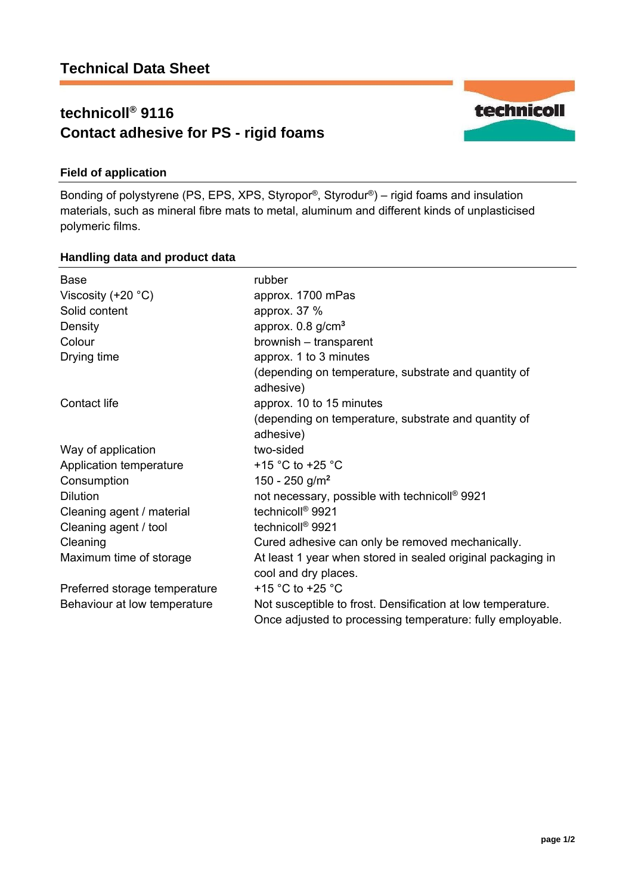# Technical Data Sheet

## technicoll® 9116
## Contact adhesive for PS - rigid foams

### Field of application

Bonding of polystyrene (PS, EPS, XPS, Styropor®, Styrodur®) – rigid foams and insulation materials, such as mineral fibre mats to metal, aluminum and different kinds of unplasticised polymeric films.

### Handling data and product data

| | |
|---|---|
| Base | rubber |
| Viscosity (+20 °C) | approx. 1700 mPas |
| Solid content | approx. 37 % |
| Density | approx. 0.8 g/cm³ |
| Colour | brownish – transparent |
| Drying time | approx. 1 to 3 minutes (depending on temperature, substrate and quantity of adhesive) |
| Contact life | approx. 10 to 15 minutes (depending on temperature, substrate and quantity of adhesive) |
| Way of application | two-sided |
| Application temperature | +15 °C to +25 °C |
| Consumption | 150 - 250 g/m² |
| Dilution | not necessary, possible with technicoll® 9921 |
| Cleaning agent / material | technicoll® 9921 |
| Cleaning agent / tool | technicoll® 9921 |
| Cleaning | Cured adhesive can only be removed mechanically. |
| Maximum time of storage | At least 1 year when stored in sealed original packaging in cool and dry places. |
| Preferred storage temperature | +15 °C to +25 °C |
| Behaviour at low temperature | Not susceptible to frost. Densification at low temperature. Once adjusted to processing temperature: fully employable. |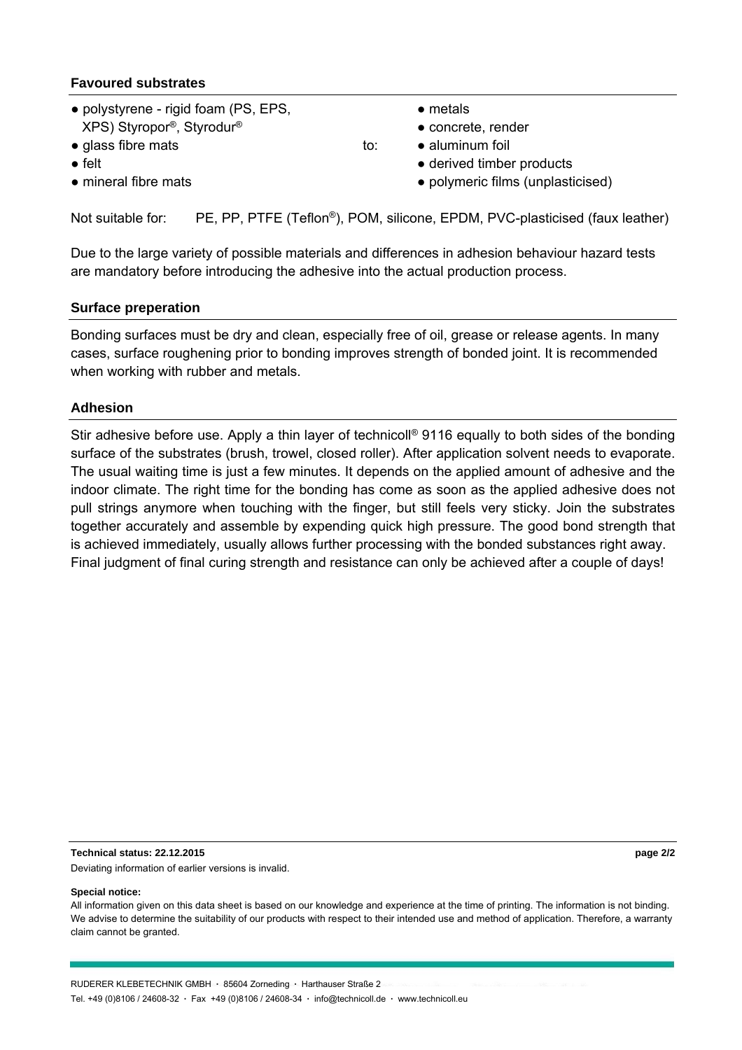### Favoured substrates

- polystyrene - rigid foam (PS, EPS, XPS) Styropor®, Styrodur®
- glass fibre mats
- felt
- mineral fibre mats

to:

- metals
- concrete, render
- aluminum foil
- derived timber products
- polymeric films (unplasticised)

Not suitable for: PE, PP, PTFE (Teflon®), POM, silicone, EPDM, PVC-plasticised (faux leather)

Due to the large variety of possible materials and differences in adhesion behaviour hazard tests are mandatory before introducing the adhesive into the actual production process.

### Surface preperation

Bonding surfaces must be dry and clean, especially free of oil, grease or release agents. In many cases, surface roughening prior to bonding improves strength of bonded joint. It is recommended when working with rubber and metals.

### Adhesion

Stir adhesive before use. Apply a thin layer of technicoll® 9116 equally to both sides of the bonding surface of the substrates (brush, trowel, closed roller). After application solvent needs to evaporate. The usual waiting time is just a few minutes. It depends on the applied amount of adhesive and the indoor climate. The right time for the bonding has come as soon as the applied adhesive does not pull strings anymore when touching with the finger, but still feels very sticky. Join the substrates together accurately and assemble by expending quick high pressure. The good bond strength that is achieved immediately, usually allows further processing with the bonded substances right away. Final judgment of final curing strength and resistance can only be achieved after a couple of days!

**Technical status: 22.12.2015**

Deviating information of earlier versions is invalid.

**Special notice:**

All information given on this data sheet is based on our knowledge and experience at the time of printing. The information is not binding. We advise to determine the suitability of our products with respect to their intended use and method of application. Therefore, a warranty claim cannot be granted.

RUDERER KLEBETECHNIK GMBH · 85604 Zorneding · Harthauser Straße 2

Tel. +49 (0)8106 / 24608-32 · Fax +49 (0)8106 / 24608-34 · info@technicoll.de · www.technicoll.eu